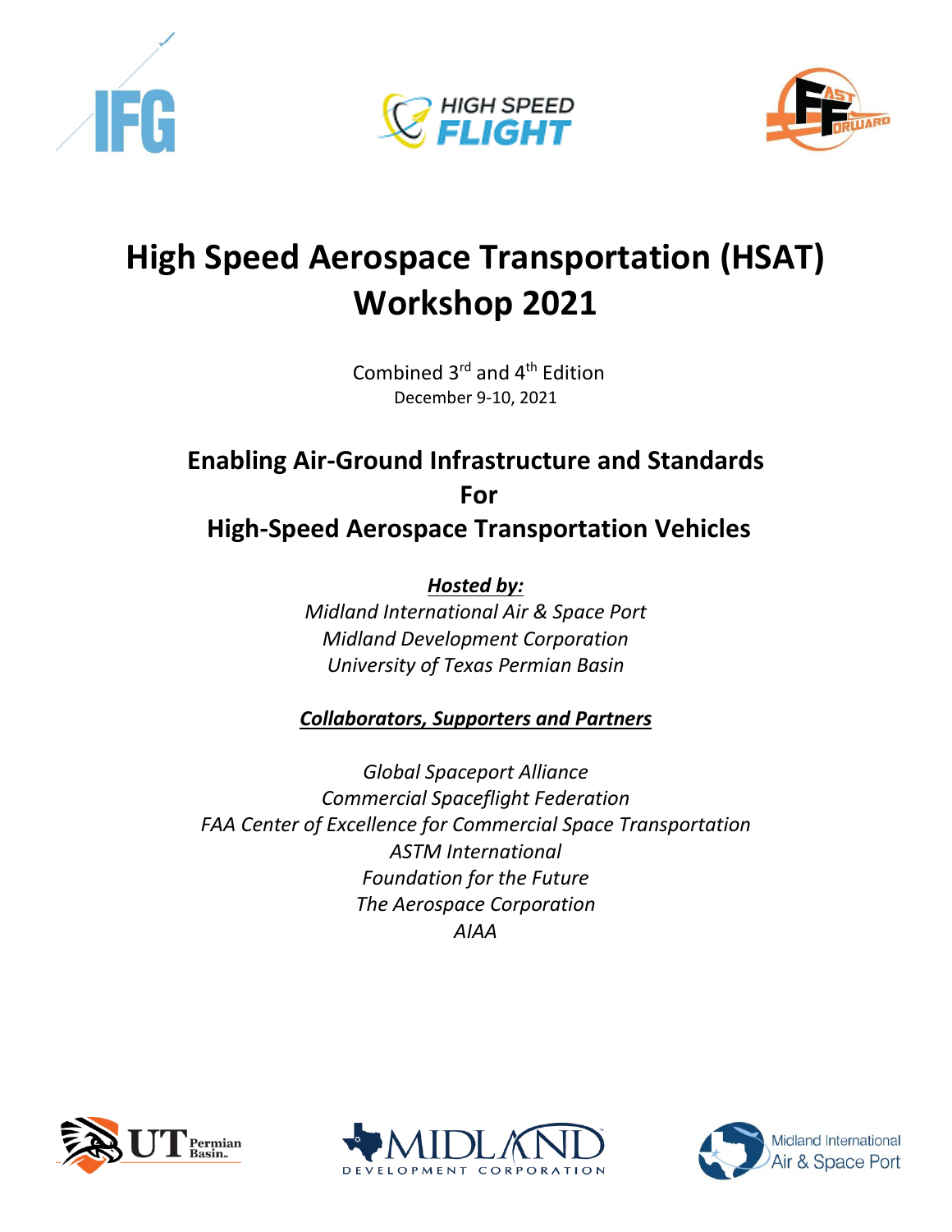# High Speed Aerospace Transportation (HSAT) Workshop 2021

Combined 3rd and 4th Edition
December 9-10, 2021

## Enabling Air-Ground Infrastructure and Standards For High-Speed Aerospace Transportation Vehicles

***Hosted by:***

*Midland International Air & Space Port*
*Midland Development Corporation*
*University of Texas Permian Basin*

***Collaborators, Supporters and Partners***

*Global Spaceport Alliance*
*Commercial Spaceflight Federation*
*FAA Center of Excellence for Commercial Space Transportation*
*ASTM International*
*Foundation for the Future*
*The Aerospace Corporation*
*AIAA*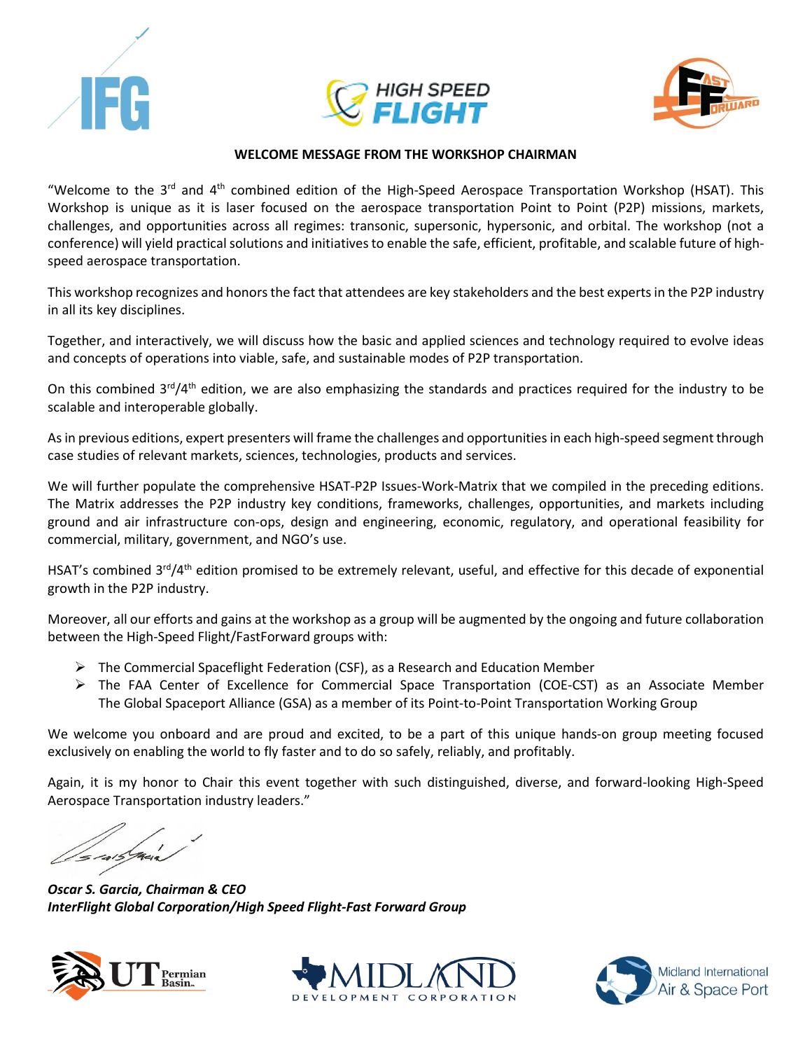**WELCOME MESSAGE FROM THE WORKSHOP CHAIRMAN**

"Welcome to the 3rd and 4th combined edition of the High-Speed Aerospace Transportation Workshop (HSAT). This Workshop is unique as it is laser focused on the aerospace transportation Point to Point (P2P) missions, markets, challenges, and opportunities across all regimes: transonic, supersonic, hypersonic, and orbital. The workshop (not a conference) will yield practical solutions and initiatives to enable the safe, efficient, profitable, and scalable future of high-speed aerospace transportation.

This workshop recognizes and honors the fact that attendees are key stakeholders and the best experts in the P2P industry in all its key disciplines.

Together, and interactively, we will discuss how the basic and applied sciences and technology required to evolve ideas and concepts of operations into viable, safe, and sustainable modes of P2P transportation.

On this combined 3rd/4th edition, we are also emphasizing the standards and practices required for the industry to be scalable and interoperable globally.

As in previous editions, expert presenters will frame the challenges and opportunities in each high-speed segment through case studies of relevant markets, sciences, technologies, products and services.

We will further populate the comprehensive HSAT-P2P Issues-Work-Matrix that we compiled in the preceding editions. The Matrix addresses the P2P industry key conditions, frameworks, challenges, opportunities, and markets including ground and air infrastructure con-ops, design and engineering, economic, regulatory, and operational feasibility for commercial, military, government, and NGO's use.

HSAT's combined 3rd/4th edition promised to be extremely relevant, useful, and effective for this decade of exponential growth in the P2P industry.

Moreover, all our efforts and gains at the workshop as a group will be augmented by the ongoing and future collaboration between the High-Speed Flight/FastForward groups with:

- The Commercial Spaceflight Federation (CSF), as a Research and Education Member
- The FAA Center of Excellence for Commercial Space Transportation (COE-CST) as an Associate Member The Global Spaceport Alliance (GSA) as a member of its Point-to-Point Transportation Working Group

We welcome you onboard and are proud and excited, to be a part of this unique hands-on group meeting focused exclusively on enabling the world to fly faster and to do so safely, reliably, and profitably.

Again, it is my honor to Chair this event together with such distinguished, diverse, and forward-looking High-Speed Aerospace Transportation industry leaders."

***Oscar S. Garcia, Chairman & CEO***
***InterFlight Global Corporation/High Speed Flight-Fast Forward Group***